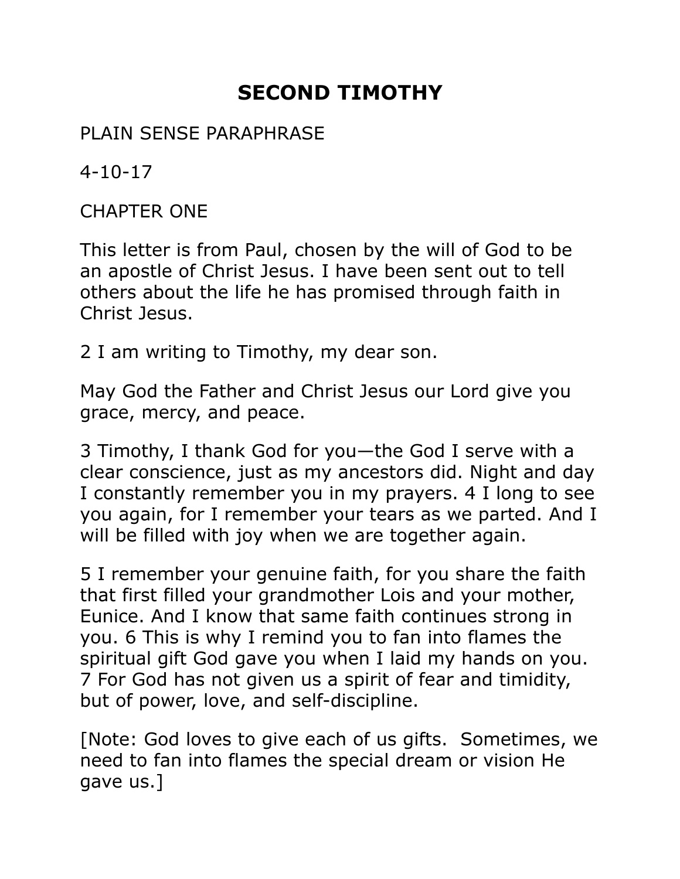# SECOND TIMOTHY

PLAIN SENSE PARAPHRASE

4-10-17

CHAPTER ONE

This letter is from Paul, chosen by the will of God to be an apostle of Christ Jesus. I have been sent out to tell others about the life he has promised through faith in Christ Jesus.

2 I am writing to Timothy, my dear son.

May God the Father and Christ Jesus our Lord give you grace, mercy, and peace.

3 Timothy, I thank God for you—the God I serve with a clear conscience, just as my ancestors did. Night and day I constantly remember you in my prayers. 4 I long to see you again, for I remember your tears as we parted. And I will be filled with joy when we are together again.

5 I remember your genuine faith, for you share the faith that first filled your grandmother Lois and your mother, Eunice. And I know that same faith continues strong in you. 6 This is why I remind you to fan into flames the spiritual gift God gave you when I laid my hands on you. 7 For God has not given us a spirit of fear and timidity, but of power, love, and self-discipline.

[Note: God loves to give each of us gifts. Sometimes, we need to fan into flames the special dream or vision He gave us.]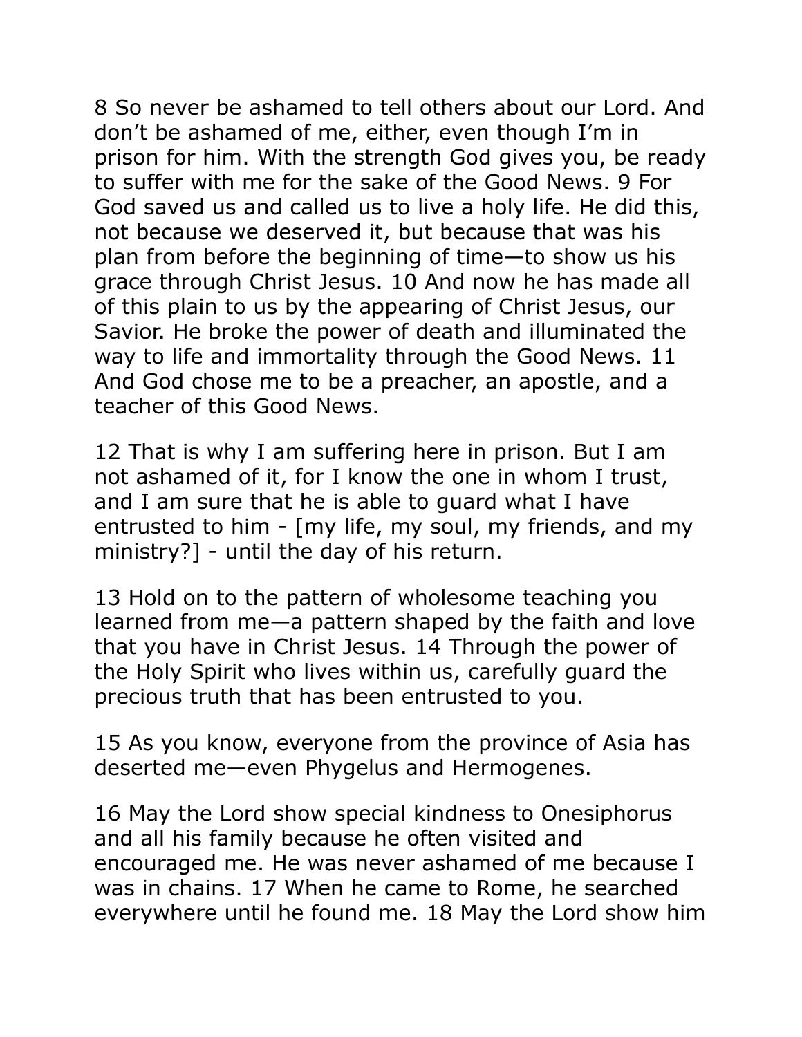8 So never be ashamed to tell others about our Lord. And don't be ashamed of me, either, even though I'm in prison for him. With the strength God gives you, be ready to suffer with me for the sake of the Good News. 9 For God saved us and called us to live a holy life. He did this, not because we deserved it, but because that was his plan from before the beginning of time—to show us his grace through Christ Jesus. 10 And now he has made all of this plain to us by the appearing of Christ Jesus, our Savior. He broke the power of death and illuminated the way to life and immortality through the Good News. 11 And God chose me to be a preacher, an apostle, and a teacher of this Good News.

12 That is why I am suffering here in prison. But I am not ashamed of it, for I know the one in whom I trust, and I am sure that he is able to guard what I have entrusted to him - [my life, my soul, my friends, and my ministry?] - until the day of his return.

13 Hold on to the pattern of wholesome teaching you learned from me—a pattern shaped by the faith and love that you have in Christ Jesus. 14 Through the power of the Holy Spirit who lives within us, carefully guard the precious truth that has been entrusted to you.

15 As you know, everyone from the province of Asia has deserted me—even Phygelus and Hermogenes.

16 May the Lord show special kindness to Onesiphorus and all his family because he often visited and encouraged me. He was never ashamed of me because I was in chains. 17 When he came to Rome, he searched everywhere until he found me. 18 May the Lord show him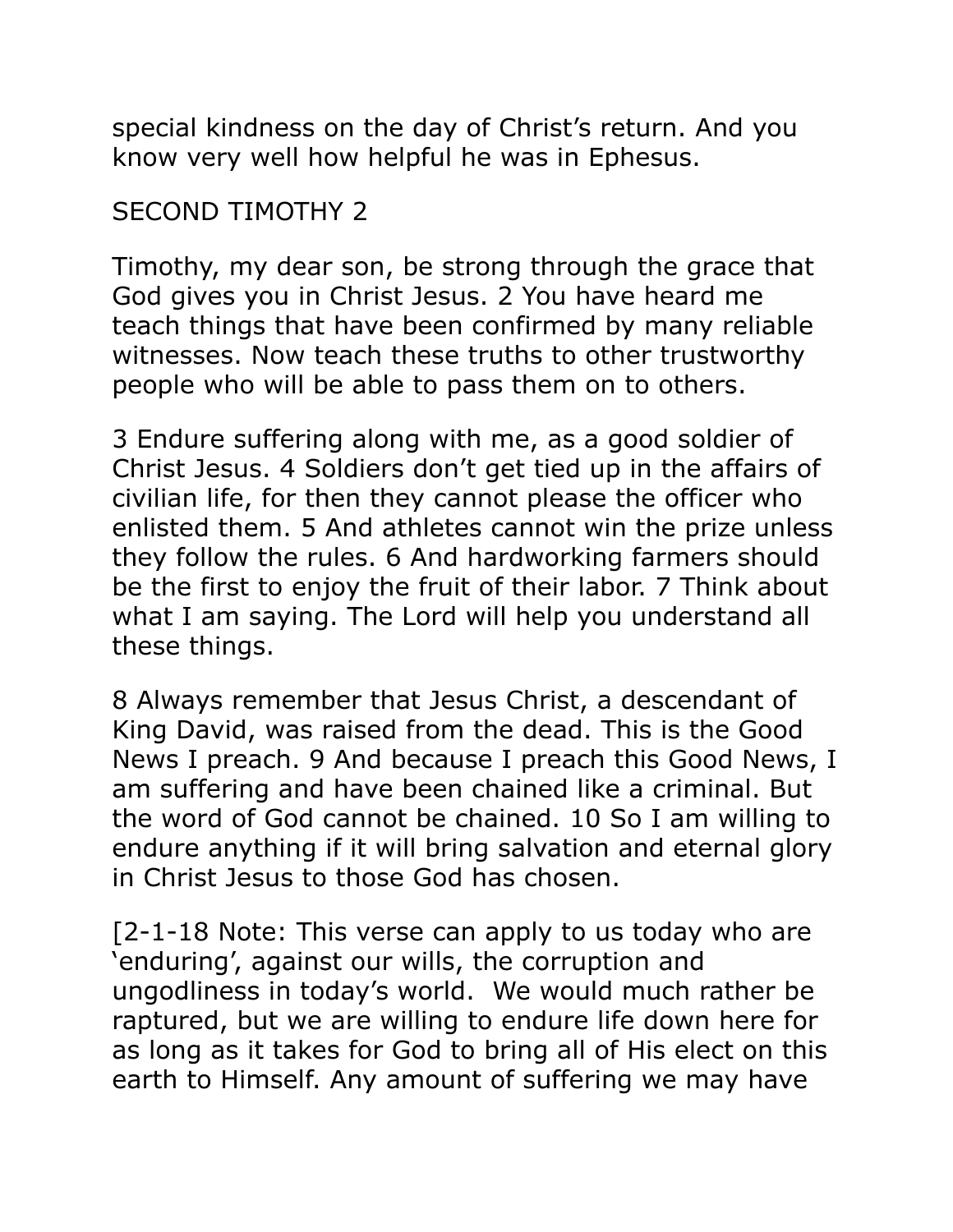special kindness on the day of Christ's return. And you know very well how helpful he was in Ephesus.

## SECOND TIMOTHY 2

Timothy, my dear son, be strong through the grace that God gives you in Christ Jesus. 2 You have heard me teach things that have been confirmed by many reliable witnesses. Now teach these truths to other trustworthy people who will be able to pass them on to others.

3 Endure suffering along with me, as a good soldier of Christ Jesus. 4 Soldiers don't get tied up in the affairs of civilian life, for then they cannot please the officer who enlisted them. 5 And athletes cannot win the prize unless they follow the rules. 6 And hardworking farmers should be the first to enjoy the fruit of their labor. 7 Think about what I am saying. The Lord will help you understand all these things.

8 Always remember that Jesus Christ, a descendant of King David, was raised from the dead. This is the Good News I preach. 9 And because I preach this Good News, I am suffering and have been chained like a criminal. But the word of God cannot be chained. 10 So I am willing to endure anything if it will bring salvation and eternal glory in Christ Jesus to those God has chosen.

[2-1-18 Note: This verse can apply to us today who are 'enduring', against our wills, the corruption and ungodliness in today's world. We would much rather be raptured, but we are willing to endure life down here for as long as it takes for God to bring all of His elect on this earth to Himself. Any amount of suffering we may have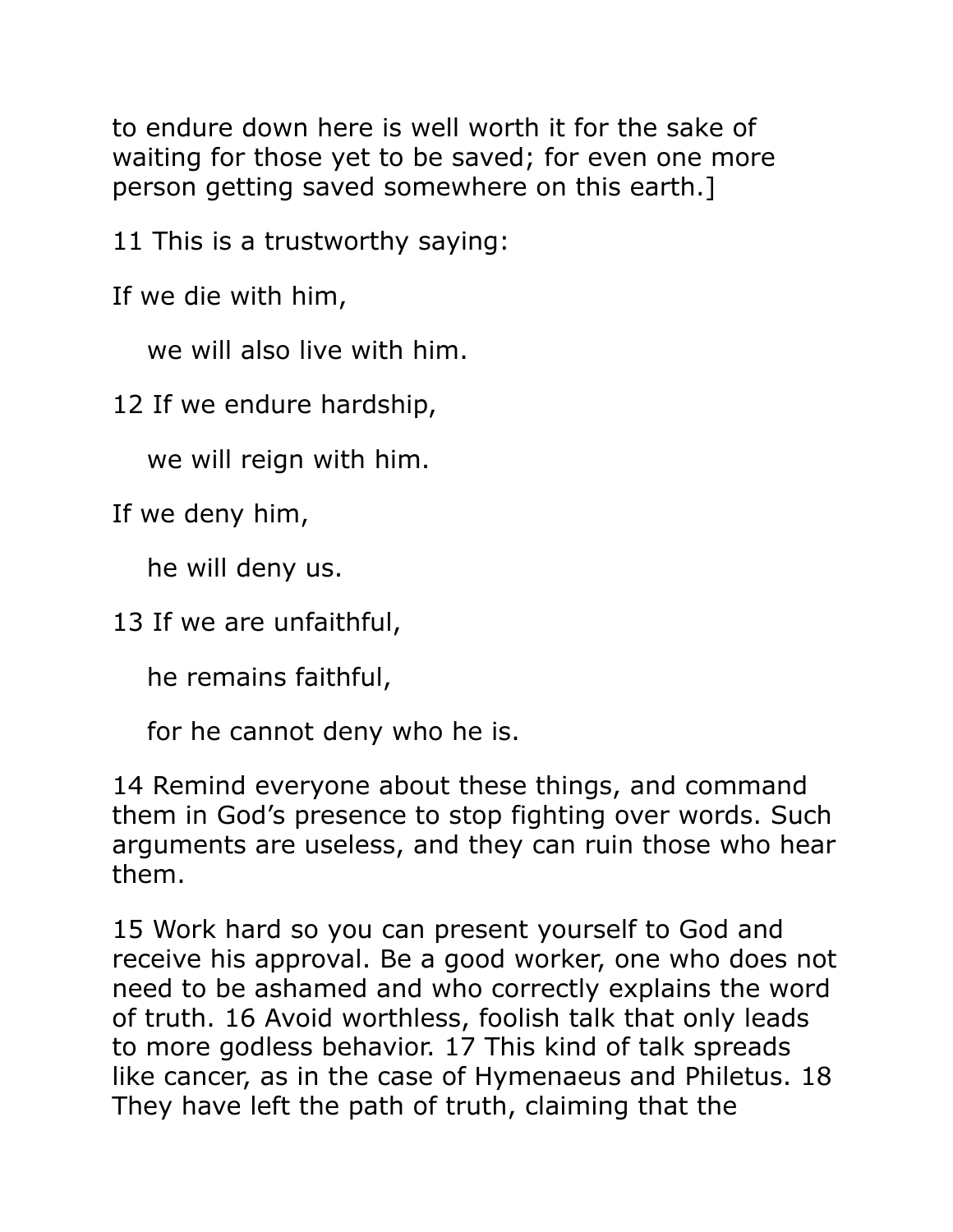to endure down here is well worth it for the sake of waiting for those yet to be saved; for even one more person getting saved somewhere on this earth.]

11 This is a trustworthy saying:

If we die with him,

 we will also live with him.

12 If we endure hardship,

 we will reign with him.

If we deny him,

 he will deny us.

13 If we are unfaithful,

 he remains faithful,

 for he cannot deny who he is.

14 Remind everyone about these things, and command them in God's presence to stop fighting over words. Such arguments are useless, and they can ruin those who hear them.

15 Work hard so you can present yourself to God and receive his approval. Be a good worker, one who does not need to be ashamed and who correctly explains the word of truth. 16 Avoid worthless, foolish talk that only leads to more godless behavior. 17 This kind of talk spreads like cancer, as in the case of Hymenaeus and Philetus. 18 They have left the path of truth, claiming that the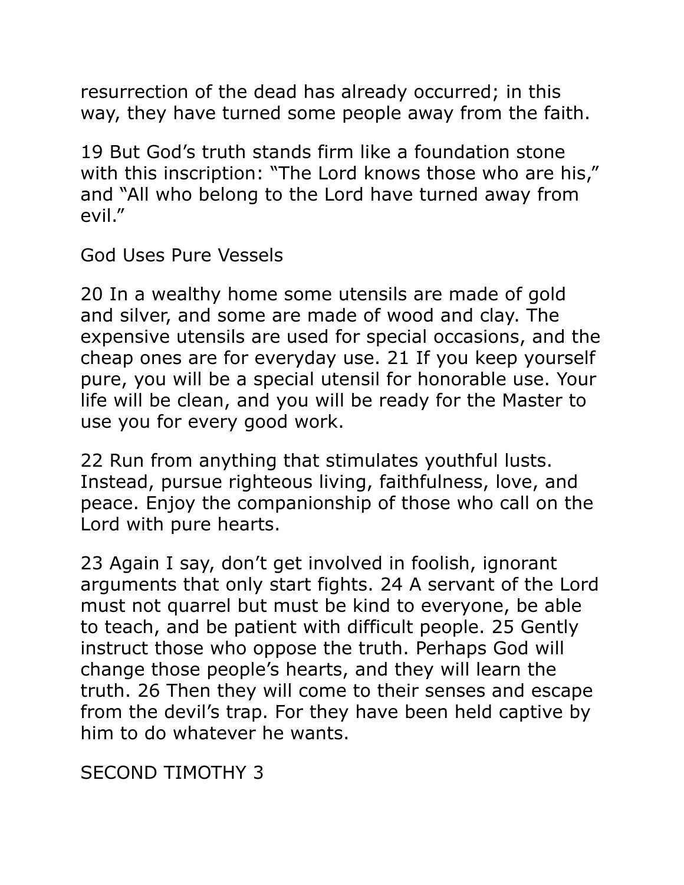resurrection of the dead has already occurred; in this way, they have turned some people away from the faith.

19 But God's truth stands firm like a foundation stone with this inscription: "The Lord knows those who are his," and "All who belong to the Lord have turned away from evil."

## God Uses Pure Vessels

20 In a wealthy home some utensils are made of gold and silver, and some are made of wood and clay. The expensive utensils are used for special occasions, and the cheap ones are for everyday use. 21 If you keep yourself pure, you will be a special utensil for honorable use. Your life will be clean, and you will be ready for the Master to use you for every good work.

22 Run from anything that stimulates youthful lusts. Instead, pursue righteous living, faithfulness, love, and peace. Enjoy the companionship of those who call on the Lord with pure hearts.

23 Again I say, don't get involved in foolish, ignorant arguments that only start fights. 24 A servant of the Lord must not quarrel but must be kind to everyone, be able to teach, and be patient with difficult people. 25 Gently instruct those who oppose the truth. Perhaps God will change those people's hearts, and they will learn the truth. 26 Then they will come to their senses and escape from the devil's trap. For they have been held captive by him to do whatever he wants.

# SECOND TIMOTHY 3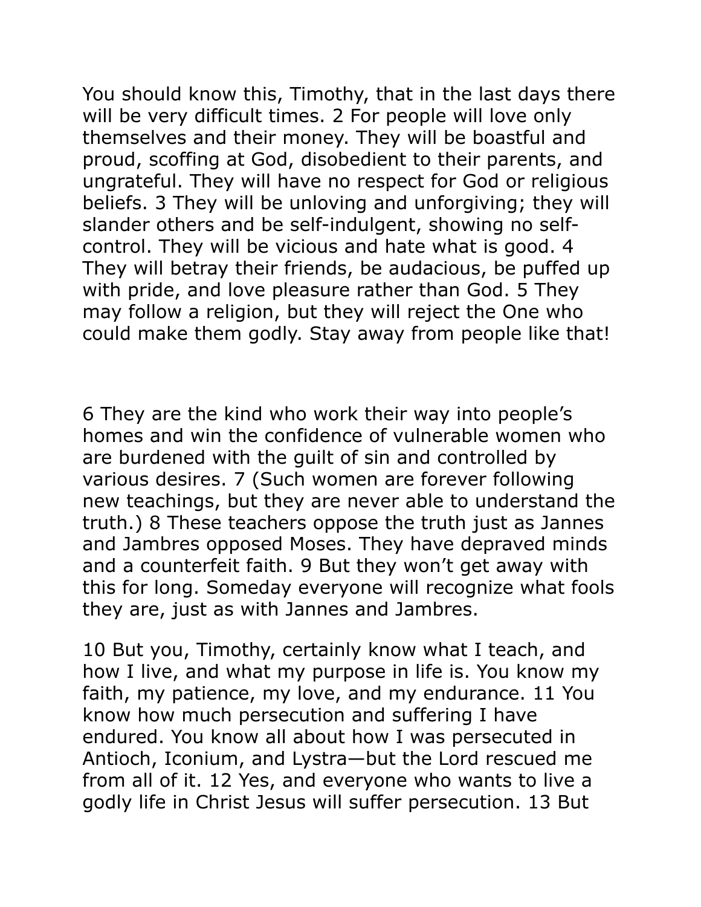You should know this, Timothy, that in the last days there will be very difficult times. 2 For people will love only themselves and their money. They will be boastful and proud, scoffing at God, disobedient to their parents, and ungrateful. They will have no respect for God or religious beliefs. 3 They will be unloving and unforgiving; they will slander others and be self-indulgent, showing no self-control. They will be vicious and hate what is good. 4 They will betray their friends, be audacious, be puffed up with pride, and love pleasure rather than God. 5 They may follow a religion, but they will reject the One who could make them godly. Stay away from people like that!

6 They are the kind who work their way into people's homes and win the confidence of vulnerable women who are burdened with the guilt of sin and controlled by various desires. 7 (Such women are forever following new teachings, but they are never able to understand the truth.) 8 These teachers oppose the truth just as Jannes and Jambres opposed Moses. They have depraved minds and a counterfeit faith. 9 But they won't get away with this for long. Someday everyone will recognize what fools they are, just as with Jannes and Jambres.

10 But you, Timothy, certainly know what I teach, and how I live, and what my purpose in life is. You know my faith, my patience, my love, and my endurance. 11 You know how much persecution and suffering I have endured. You know all about how I was persecuted in Antioch, Iconium, and Lystra—but the Lord rescued me from all of it. 12 Yes, and everyone who wants to live a godly life in Christ Jesus will suffer persecution. 13 But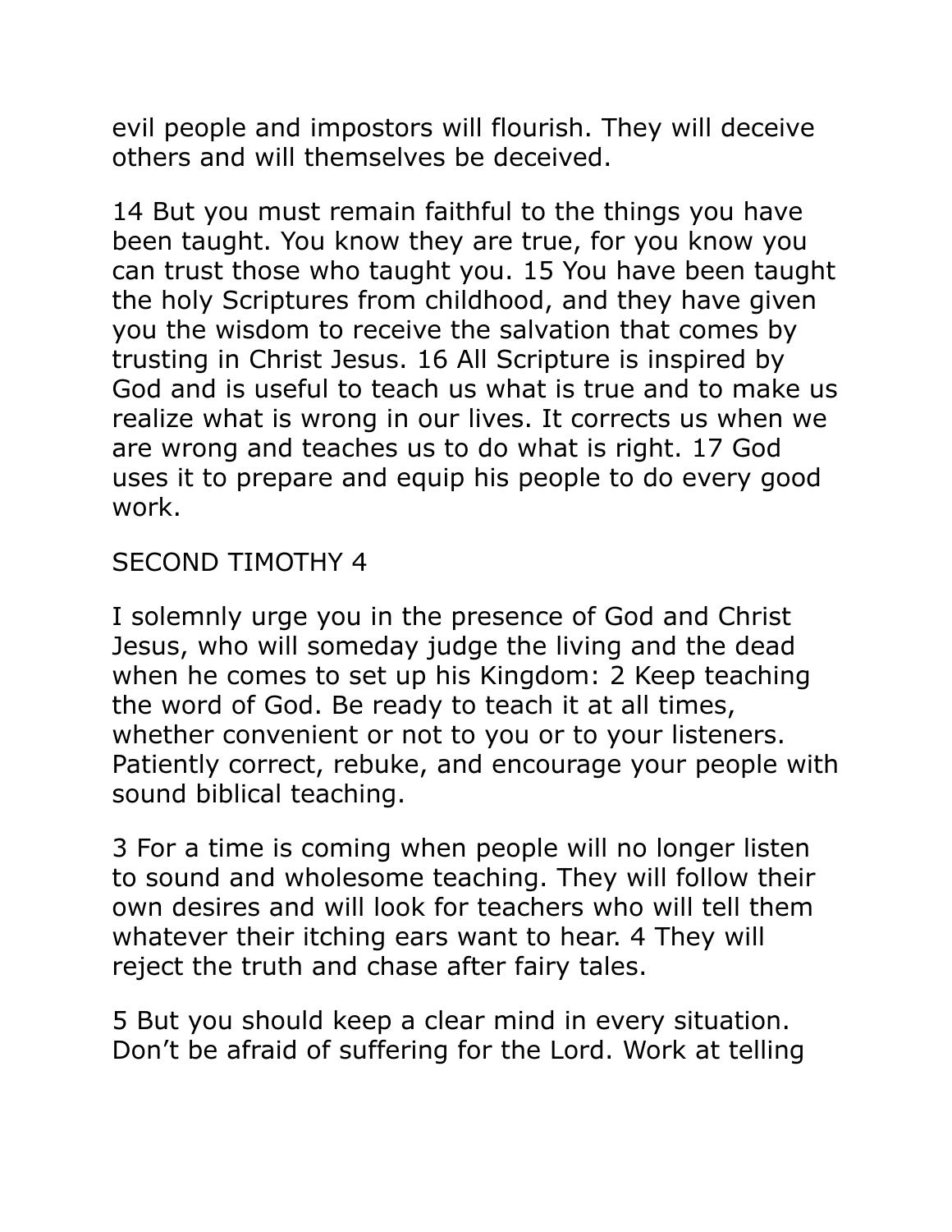evil people and impostors will flourish. They will deceive others and will themselves be deceived.

14 But you must remain faithful to the things you have been taught. You know they are true, for you know you can trust those who taught you. 15 You have been taught the holy Scriptures from childhood, and they have given you the wisdom to receive the salvation that comes by trusting in Christ Jesus. 16 All Scripture is inspired by God and is useful to teach us what is true and to make us realize what is wrong in our lives. It corrects us when we are wrong and teaches us to do what is right. 17 God uses it to prepare and equip his people to do every good work.

## SECOND TIMOTHY 4

I solemnly urge you in the presence of God and Christ Jesus, who will someday judge the living and the dead when he comes to set up his Kingdom: 2 Keep teaching the word of God. Be ready to teach it at all times, whether convenient or not to you or to your listeners. Patiently correct, rebuke, and encourage your people with sound biblical teaching.

3 For a time is coming when people will no longer listen to sound and wholesome teaching. They will follow their own desires and will look for teachers who will tell them whatever their itching ears want to hear. 4 They will reject the truth and chase after fairy tales.

5 But you should keep a clear mind in every situation. Don't be afraid of suffering for the Lord. Work at telling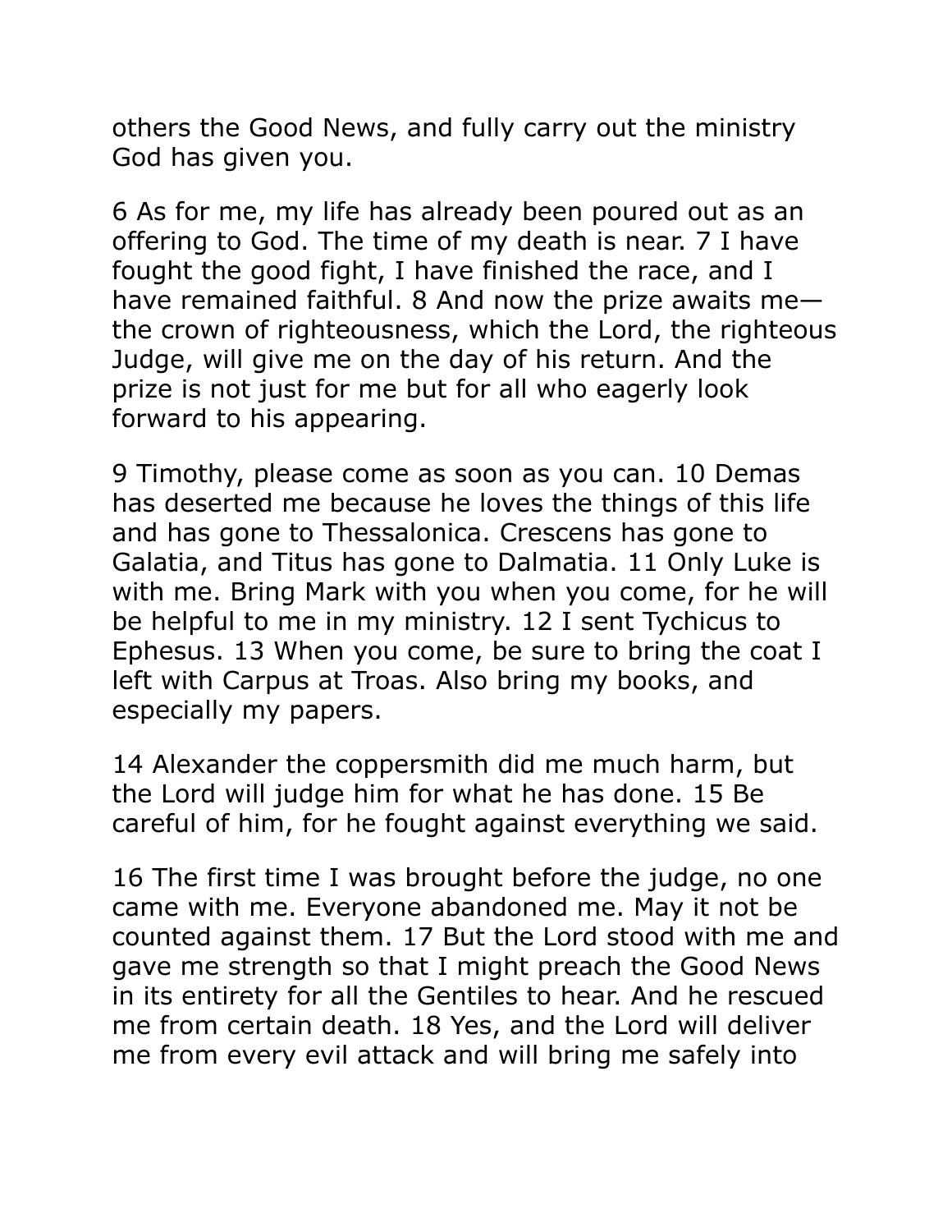others the Good News, and fully carry out the ministry God has given you.

6 As for me, my life has already been poured out as an offering to God. The time of my death is near. 7 I have fought the good fight, I have finished the race, and I have remained faithful. 8 And now the prize awaits me—the crown of righteousness, which the Lord, the righteous Judge, will give me on the day of his return. And the prize is not just for me but for all who eagerly look forward to his appearing.

9 Timothy, please come as soon as you can. 10 Demas has deserted me because he loves the things of this life and has gone to Thessalonica. Crescens has gone to Galatia, and Titus has gone to Dalmatia. 11 Only Luke is with me. Bring Mark with you when you come, for he will be helpful to me in my ministry. 12 I sent Tychicus to Ephesus. 13 When you come, be sure to bring the coat I left with Carpus at Troas. Also bring my books, and especially my papers.

14 Alexander the coppersmith did me much harm, but the Lord will judge him for what he has done. 15 Be careful of him, for he fought against everything we said.

16 The first time I was brought before the judge, no one came with me. Everyone abandoned me. May it not be counted against them. 17 But the Lord stood with me and gave me strength so that I might preach the Good News in its entirety for all the Gentiles to hear. And he rescued me from certain death. 18 Yes, and the Lord will deliver me from every evil attack and will bring me safely into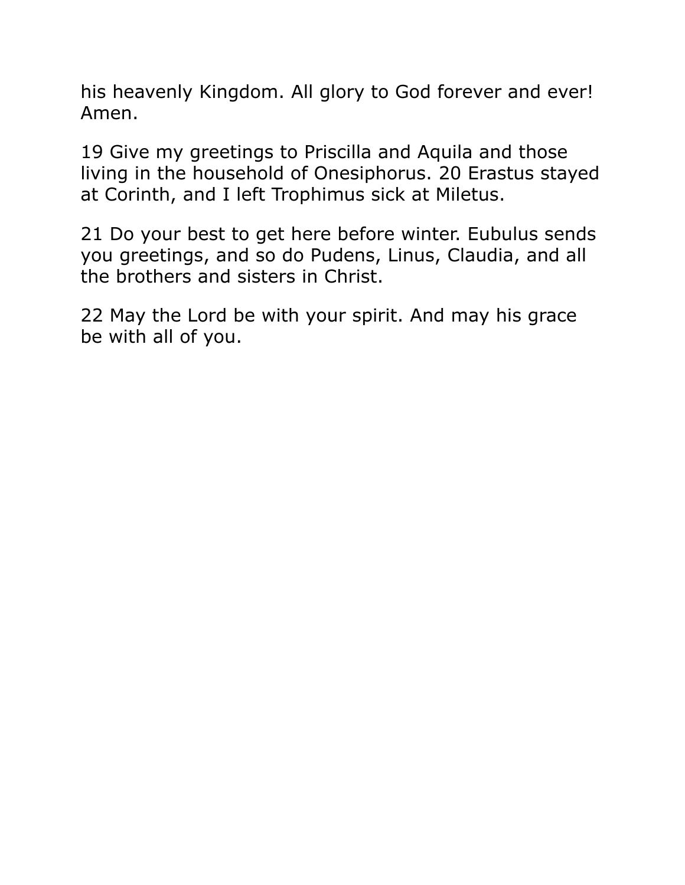his heavenly Kingdom. All glory to God forever and ever! Amen.

19 Give my greetings to Priscilla and Aquila and those living in the household of Onesiphorus. 20 Erastus stayed at Corinth, and I left Trophimus sick at Miletus.

21 Do your best to get here before winter. Eubulus sends you greetings, and so do Pudens, Linus, Claudia, and all the brothers and sisters in Christ.

22 May the Lord be with your spirit. And may his grace be with all of you.